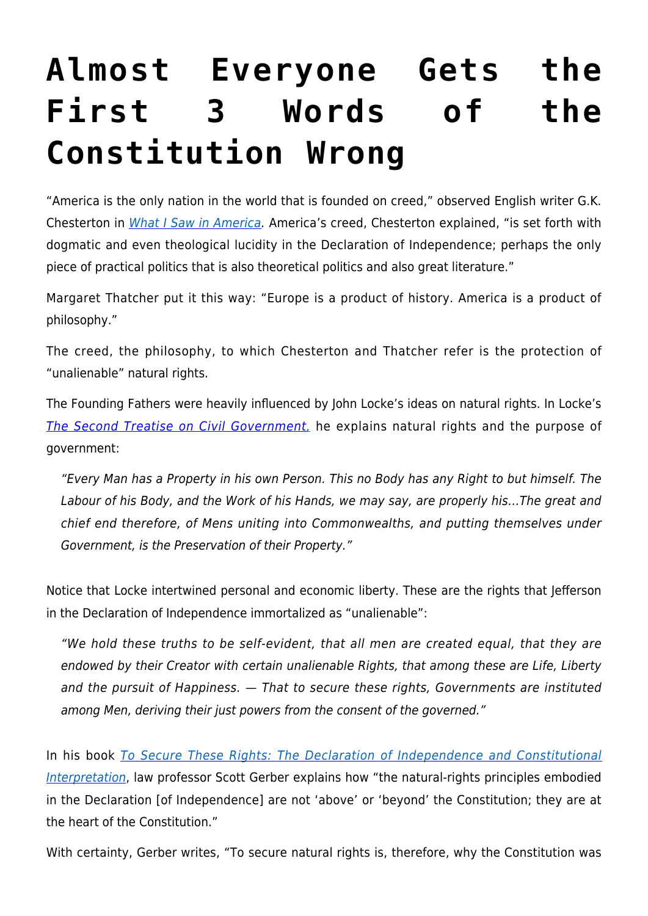# Almost Everyone Gets the First 3 Words of the Constitution Wrong

"America is the only nation in the world that is founded on creed," observed English writer G.K. Chesterton in [*What I Saw in America*](). America's creed, Chesterton explained, "is set forth with dogmatic and even theological lucidity in the Declaration of Independence; perhaps the only piece of practical politics that is also theoretical politics and also great literature."

Margaret Thatcher put it this way: "Europe is a product of history. America is a product of philosophy."

The creed, the philosophy, to which Chesterton and Thatcher refer is the protection of "unalienable" natural rights.

The Founding Fathers were heavily influenced by John Locke's ideas on natural rights. In Locke's [*The Second Treatise on Civil Government,*]() he explains natural rights and the purpose of government:

> *"Every Man has a Property in his own Person. This no Body has any Right to but himself. The Labour of his Body, and the Work of his Hands, we may say, are properly his…The great and chief end therefore, of Mens uniting into Commonwealths, and putting themselves under Government, is the Preservation of their Property."*

Notice that Locke intertwined personal and economic liberty. These are the rights that Jefferson in the Declaration of Independence immortalized as "unalienable":

> *"We hold these truths to be self-evident, that all men are created equal, that they are endowed by their Creator with certain unalienable Rights, that among these are Life, Liberty and the pursuit of Happiness. — That to secure these rights, Governments are instituted among Men, deriving their just powers from the consent of the governed."*

In his book [*To Secure These Rights: The Declaration of Independence and Constitutional Interpretation*](), law professor Scott Gerber explains how "the natural-rights principles embodied in the Declaration [of Independence] are not 'above' or 'beyond' the Constitution; they are at the heart of the Constitution."

With certainty, Gerber writes, "To secure natural rights is, therefore, why the Constitution was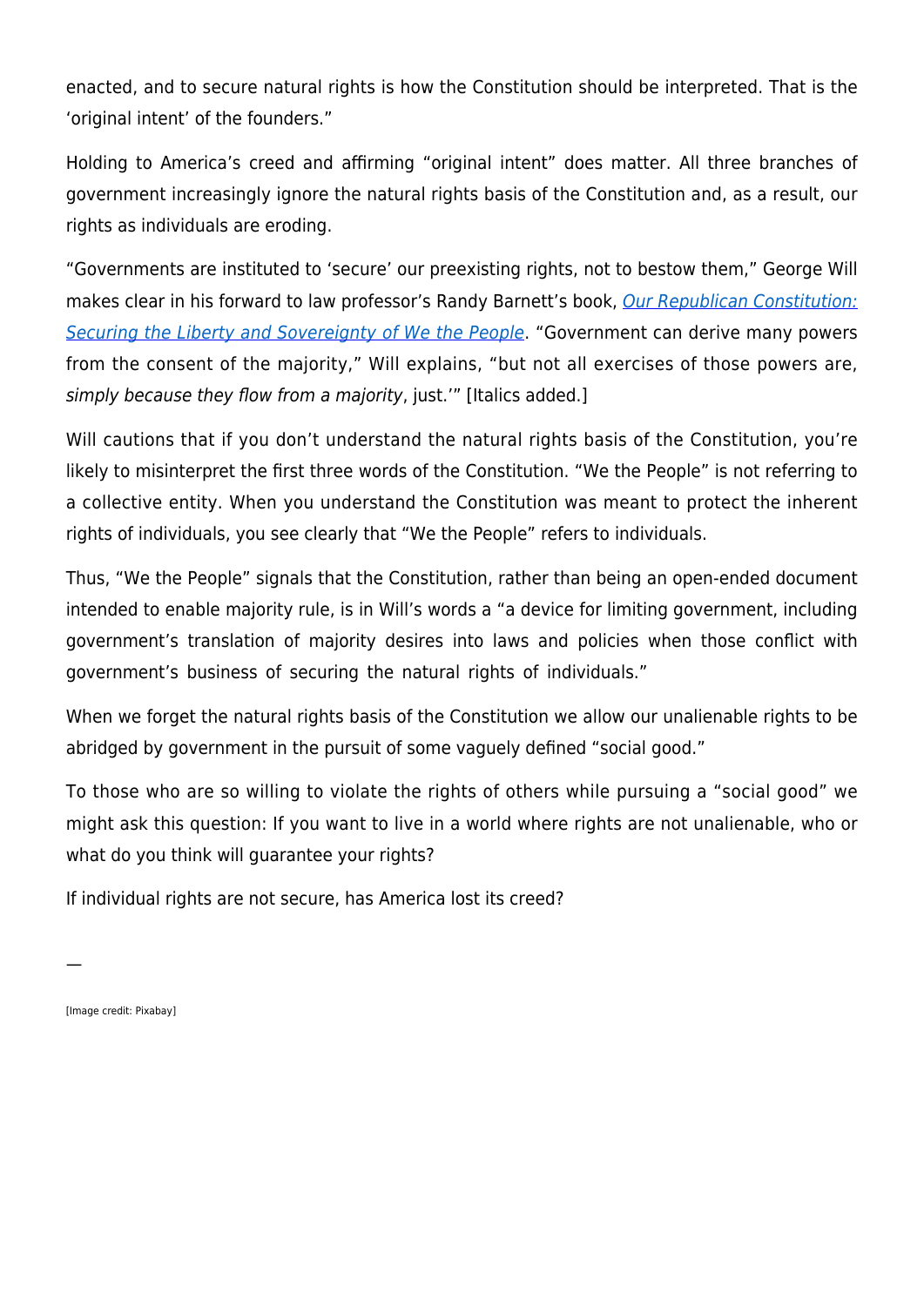enacted, and to secure natural rights is how the Constitution should be interpreted. That is the 'original intent' of the founders."

Holding to America's creed and affirming "original intent" does matter. All three branches of government increasingly ignore the natural rights basis of the Constitution and, as a result, our rights as individuals are eroding.

"Governments are instituted to 'secure' our preexisting rights, not to bestow them," George Will makes clear in his forward to law professor's Randy Barnett's book, *Our Republican Constitution: Securing the Liberty and Sovereignty of We the People*. "Government can derive many powers from the consent of the majority," Will explains, "but not all exercises of those powers are, *simply because they flow from a majority*, just.'" [Italics added.]

Will cautions that if you don't understand the natural rights basis of the Constitution, you're likely to misinterpret the first three words of the Constitution. "We the People" is not referring to a collective entity. When you understand the Constitution was meant to protect the inherent rights of individuals, you see clearly that "We the People" refers to individuals.

Thus, "We the People" signals that the Constitution, rather than being an open-ended document intended to enable majority rule, is in Will's words a "a device for limiting government, including government's translation of majority desires into laws and policies when those conflict with government's business of securing the natural rights of individuals."

When we forget the natural rights basis of the Constitution we allow our unalienable rights to be abridged by government in the pursuit of some vaguely defined "social good."

To those who are so willing to violate the rights of others while pursuing a "social good" we might ask this question: If you want to live in a world where rights are not unalienable, who or what do you think will guarantee your rights?

If individual rights are not secure, has America lost its creed?

—

[Image credit: Pixabay]